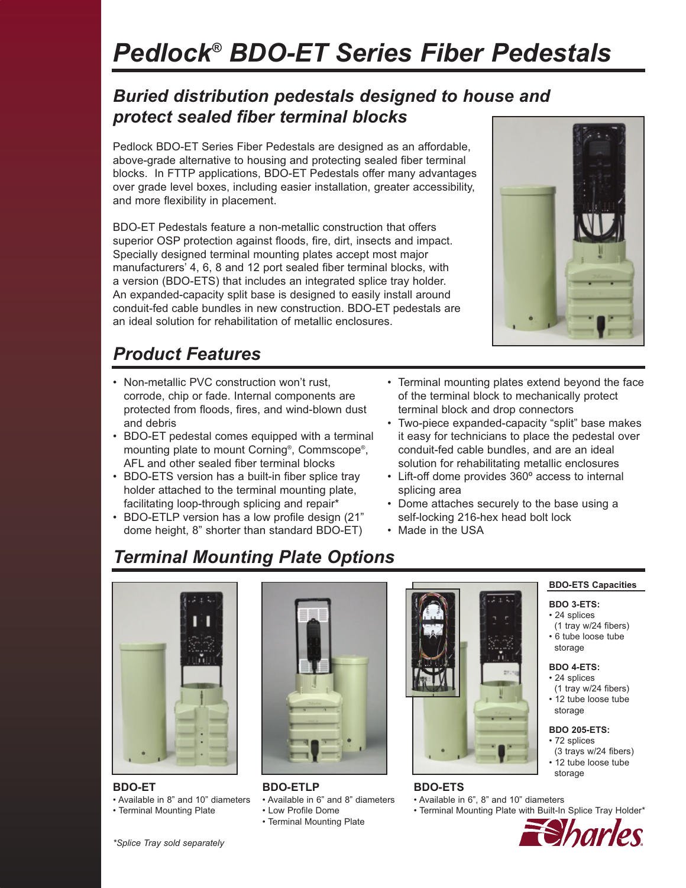# Pedlock® BDO-ET Series Fiber Pedestals

## Buried distribution pedestals designed to house and protect sealed fiber terminal blocks

Pedlock BDO-ET Series Fiber Pedestals are designed as an affordable, above-grade alternative to housing and protecting sealed fiber terminal blocks. In FTTP applications, BDO-ET Pedestals offer many advantages over grade level boxes, including easier installation, greater accessibility, and more flexibility in placement.

BDO-ET Pedestals feature a non-metallic construction that offers superior OSP protection against floods, fire, dirt, insects and impact. Specially designed terminal mounting plates accept most major manufacturers' 4, 6, 8 and 12 port sealed fiber terminal blocks, with a version (BDO-ETS) that includes an integrated splice tray holder. An expanded-capacity split base is designed to easily install around conduit-fed cable bundles in new construction. BDO-ET pedestals are an ideal solution for rehabilitation of metallic enclosures.

## Product Features

- Non-metallic PVC construction won't rust, corrode, chip or fade. Internal components are protected from floods, fires, and wind-blown dust and debris
- BDO-ET pedestal comes equipped with a terminal mounting plate to mount Corning®, Commscope®, AFL and other sealed fiber terminal blocks
- BDO-ETS version has a built-in fiber splice tray holder attached to the terminal mounting plate, facilitating loop-through splicing and repair*
- BDO-ETLP version has a low profile design (21" dome height, 8" shorter than standard BDO-ET)
- Terminal mounting plates extend beyond the face of the terminal block to mechanically protect terminal block and drop connectors
- Two-piece expanded-capacity "split" base makes it easy for technicians to place the pedestal over conduit-fed cable bundles, and are an ideal solution for rehabilitating metallic enclosures
- Lift-off dome provides 360º access to internal splicing area
- Dome attaches securely to the base using a self-locking 216-hex head bolt lock
- Made in the USA

## Terminal Mounting Plate Options

**BDO-ET**
- Available in 8" and 10" diameters
- Terminal Mounting Plate

**BDO-ETLP**
- Available in 6" and 8" diameters
- Low Profile Dome
- Terminal Mounting Plate

**BDO-ETS**
- Available in 6", 8" and 10" diameters
- Terminal Mounting Plate with Built-In Splice Tray Holder*

**BDO-ETS Capacities**

**BDO 3-ETS:**
- 24 splices (1 tray w/24 fibers)
- 6 tube loose tube storage

**BDO 4-ETS:**
- 24 splices (1 tray w/24 fibers)
- 12 tube loose tube storage

**BDO 205-ETS:**
- 72 splices (3 trays w/24 fibers)
- 12 tube loose tube storage

*Splice Tray sold separately

Charles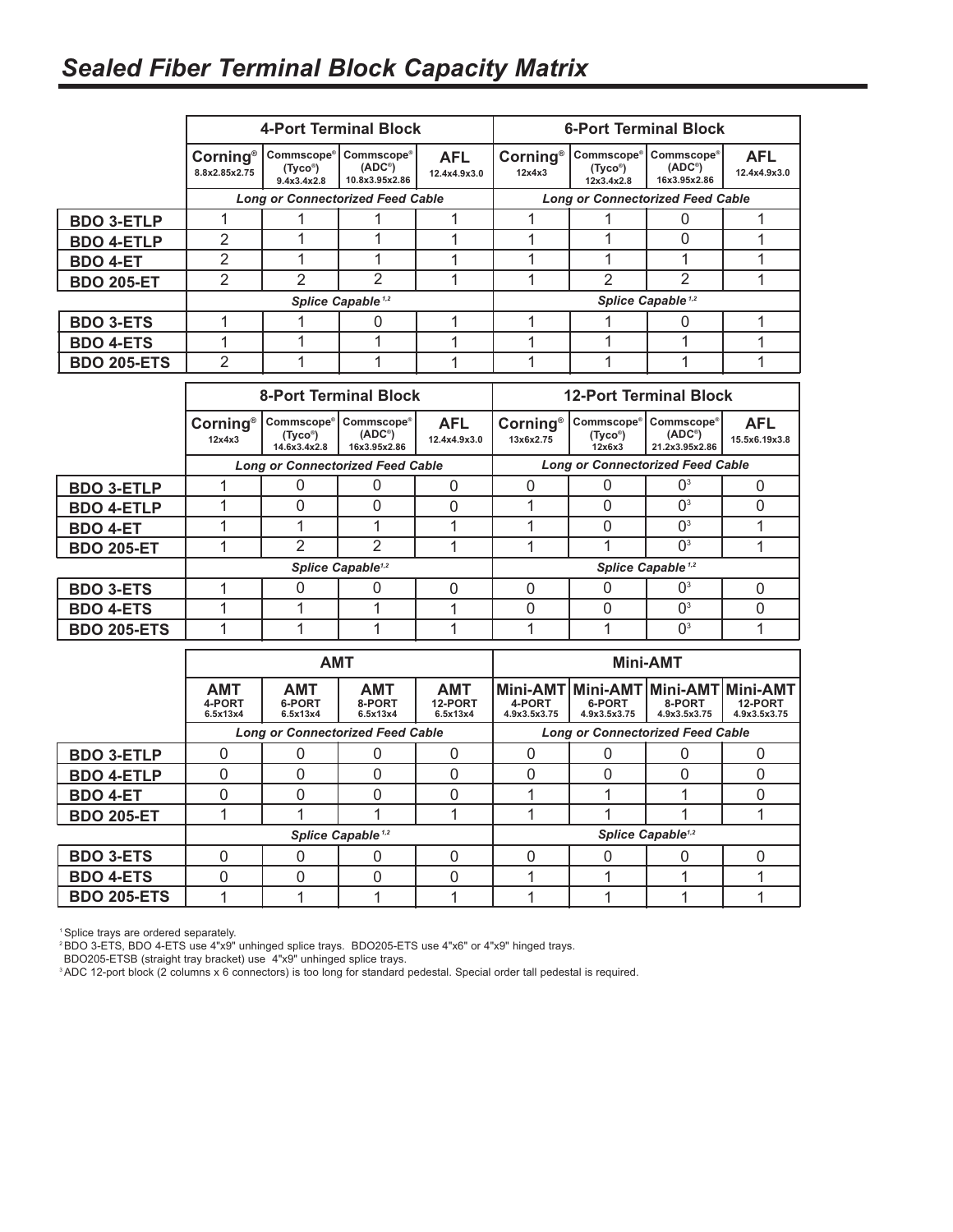# Sealed Fiber Terminal Block Capacity Matrix

| | 4-Port Terminal Block | | | | 6-Port Terminal Block | | | |
|---|---|---|---|---|---|---|---|---|
| | Corning® 8.8x2.85x2.75 | Commscope® (Tyco®) 9.4x3.4x2.8 | Commscope® (ADC®) 10.8x3.95x2.86 | AFL 12.4x4.9x3.0 | Corning® 12x4x3 | Commscope® (Tyco®) 12x3.4x2.8 | Commscope® (ADC®) 16x3.95x2.86 | AFL 12.4x4.9x3.0 |
| | *Long or Connectorized Feed Cable* | | | | *Long or Connectorized Feed Cable* | | | |
| **BDO 3-ETLP** | 1 | 1 | 1 | 1 | 1 | 1 | 0 | 1 |
| **BDO 4-ETLP** | 2 | 1 | 1 | 1 | 1 | 1 | 0 | 1 |
| **BDO 4-ET** | 2 | 1 | 1 | 1 | 1 | 1 | 1 | 1 |
| **BDO 205-ET** | 2 | 2 | 2 | 1 | 1 | 2 | 2 | 1 |
| | *Splice Capable [1,2]* | | | | *Splice Capable [1,2]* | | | |
| **BDO 3-ETS** | 1 | 1 | 0 | 1 | 1 | 1 | 0 | 1 |
| **BDO 4-ETS** | 1 | 1 | 1 | 1 | 1 | 1 | 1 | 1 |
| **BDO 205-ETS** | 2 | 1 | 1 | 1 | 1 | 1 | 1 | 1 |

| | 8-Port Terminal Block | | | | 12-Port Terminal Block | | | |
|---|---|---|---|---|---|---|---|---|
| | Corning® 12x4x3 | Commscope® (Tyco®) 14.6x3.4x2.8 | Commscope® (ADC®) 16x3.95x2.86 | AFL 12.4x4.9x3.0 | Corning® 13x6x2.75 | Commscope® (Tyco®) 12x6x3 | Commscope® (ADC®) 21.2x3.95x2.86 | AFL 15.5x6.19x3.8 |
| | *Long or Connectorized Feed Cable* | | | | *Long or Connectorized Feed Cable* | | | |
| **BDO 3-ETLP** | 1 | 0 | 0 | 0 | 0 | 0 | 0[3] | 0 |
| **BDO 4-ETLP** | 1 | 0 | 0 | 0 | 1 | 0 | 0[3] | 0 |
| **BDO 4-ET** | 1 | 1 | 1 | 1 | 1 | 0 | 0[3] | 1 |
| **BDO 205-ET** | 1 | 2 | 2 | 1 | 1 | 1 | 0[3] | 1 |
| | *Splice Capable [1,2]* | | | | *Splice Capable [1,2]* | | | |
| **BDO 3-ETS** | 1 | 0 | 0 | 0 | 0 | 0 | 0[3] | 0 |
| **BDO 4-ETS** | 1 | 1 | 1 | 1 | 0 | 0 | 0[3] | 0 |
| **BDO 205-ETS** | 1 | 1 | 1 | 1 | 1 | 1 | 0[3] | 1 |

| | AMT | | | | Mini-AMT | | | |
|---|---|---|---|---|---|---|---|---|
| | AMT 4-PORT 6.5x13x4 | AMT 6-PORT 6.5x13x4 | AMT 8-PORT 6.5x13x4 | AMT 12-PORT 6.5x13x4 | Mini-AMT 4-PORT 4.9x3.5x3.75 | Mini-AMT 6-PORT 4.9x3.5x3.75 | Mini-AMT 8-PORT 4.9x3.5x3.75 | Mini-AMT 12-PORT 4.9x3.5x3.75 |
| | *Long or Connectorized Feed Cable* | | | | *Long or Connectorized Feed Cable* | | | |
| **BDO 3-ETLP** | 0 | 0 | 0 | 0 | 0 | 0 | 0 | 0 |
| **BDO 4-ETLP** | 0 | 0 | 0 | 0 | 0 | 0 | 0 | 0 |
| **BDO 4-ET** | 0 | 0 | 0 | 0 | 1 | 1 | 1 | 0 |
| **BDO 205-ET** | 1 | 1 | 1 | 1 | 1 | 1 | 1 | 1 |
| | *Splice Capable [1,2]* | | | | *Splice Capable [1,2]* | | | |
| **BDO 3-ETS** | 0 | 0 | 0 | 0 | 0 | 0 | 0 | 0 |
| **BDO 4-ETS** | 0 | 0 | 0 | 0 | 1 | 1 | 1 | 1 |
| **BDO 205-ETS** | 1 | 1 | 1 | 1 | 1 | 1 | 1 | 1 |

[1] Splice trays are ordered separately.

[2] BDO 3-ETS, BDO 4-ETS use 4"x9" unhinged splice trays. BDO205-ETS use 4"x6" or 4"x9" hinged trays.
BDO205-ETSB (straight tray bracket) use 4"x9" unhinged splice trays.

[3] ADC 12-port block (2 columns x 6 connectors) is too long for standard pedestal. Special order tall pedestal is required.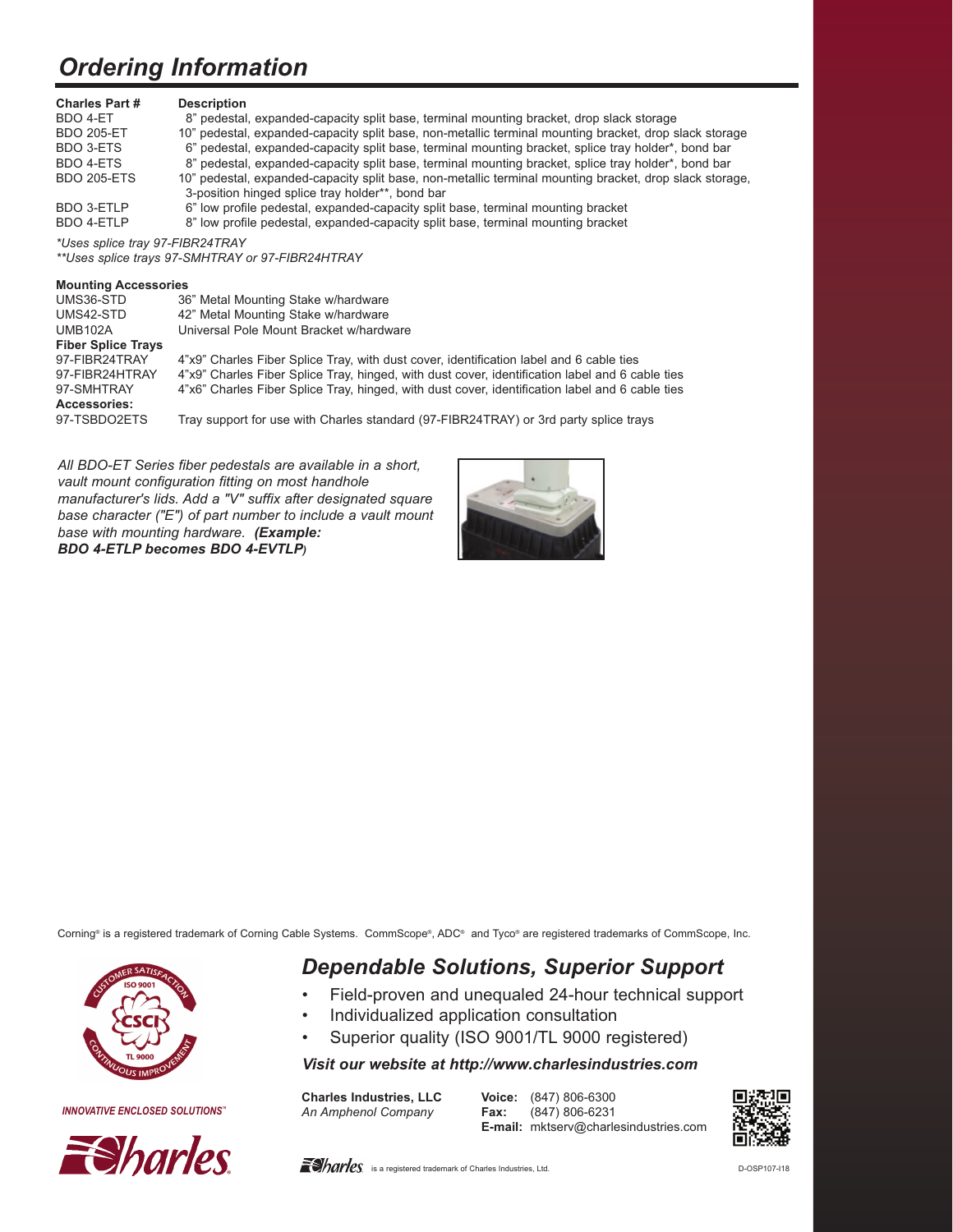# Ordering Information

| Charles Part # | Description |
|---|---|
| BDO 4-ET | 8" pedestal, expanded-capacity split base, terminal mounting bracket, drop slack storage |
| BDO 205-ET | 10" pedestal, expanded-capacity split base, non-metallic terminal mounting bracket, drop slack storage |
| BDO 3-ETS | 6" pedestal, expanded-capacity split base, terminal mounting bracket, splice tray holder*, bond bar |
| BDO 4-ETS | 8" pedestal, expanded-capacity split base, terminal mounting bracket, splice tray holder*, bond bar |
| BDO 205-ETS | 10" pedestal, expanded-capacity split base, non-metallic terminal mounting bracket, drop slack storage, 3-position hinged splice tray holder**, bond bar |
| BDO 3-ETLP | 6" low profile pedestal, expanded-capacity split base, terminal mounting bracket |
| BDO 4-ETLP | 8" low profile pedestal, expanded-capacity split base, terminal mounting bracket |

*\*Uses splice tray 97-FIBR24TRAY*
*\*\*Uses splice trays 97-SMHTRAY or 97-FIBR24HTRAY*

| | |
|---|---|
| **Mounting Accessories** | |
| UMS36-STD | 36" Metal Mounting Stake w/hardware |
| UMS42-STD | 42" Metal Mounting Stake w/hardware |
| UMB102A | Universal Pole Mount Bracket w/hardware |
| **Fiber Splice Trays** | |
| 97-FIBR24TRAY | 4"x9" Charles Fiber Splice Tray, with dust cover, identification label and 6 cable ties |
| 97-FIBR24HTRAY | 4"x9" Charles Fiber Splice Tray, hinged, with dust cover, identification label and 6 cable ties |
| 97-SMHTRAY | 4"x6" Charles Fiber Splice Tray, hinged, with dust cover, identification label and 6 cable ties |
| **Accessories:** | |
| 97-TSBDO2ETS | Tray support for use with Charles standard (97-FIBR24TRAY) or 3rd party splice trays |

*All BDO-ET Series fiber pedestals are available in a short, vault mount configuration fitting on most handhole manufacturer's lids. Add a "V" suffix after designated square base character ("E") of part number to include a vault mount base with mounting hardware.* ***(Example: BDO 4-ETLP becomes BDO 4-EVTLP)***

Corning® is a registered trademark of Corning Cable Systems. CommScope®, ADC® and Tyco® are registered trademarks of CommScope, Inc.

## Dependable Solutions, Superior Support

- Field-proven and unequaled 24-hour technical support
- Individualized application consultation
- Superior quality (ISO 9001/TL 9000 registered)

***Visit our website at http://www.charlesindustries.com***

*INNOVATIVE ENCLOSED SOLUTIONS™*

**Charles Industries, LLC**
*An Amphenol Company*

**Voice:** (847) 806-6300
**Fax:** (847) 806-6231
**E-mail:** mktserv@charlesindustries.com

Charles is a registered trademark of Charles Industries, Ltd.

D-OSP107-I18